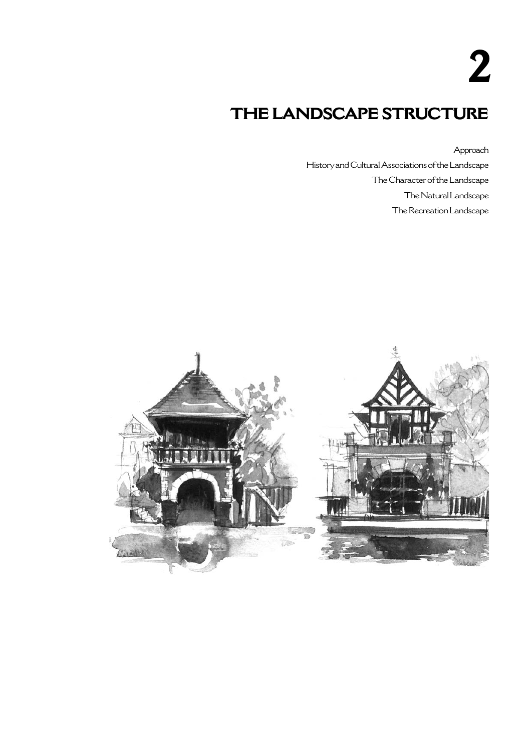# 2

# THE LANDSCAPE STRUCTURE

Approach

History and Cultural Associations of the Landscape

The Character of the Landscape

The Natural Landscape

The Recreation Landscape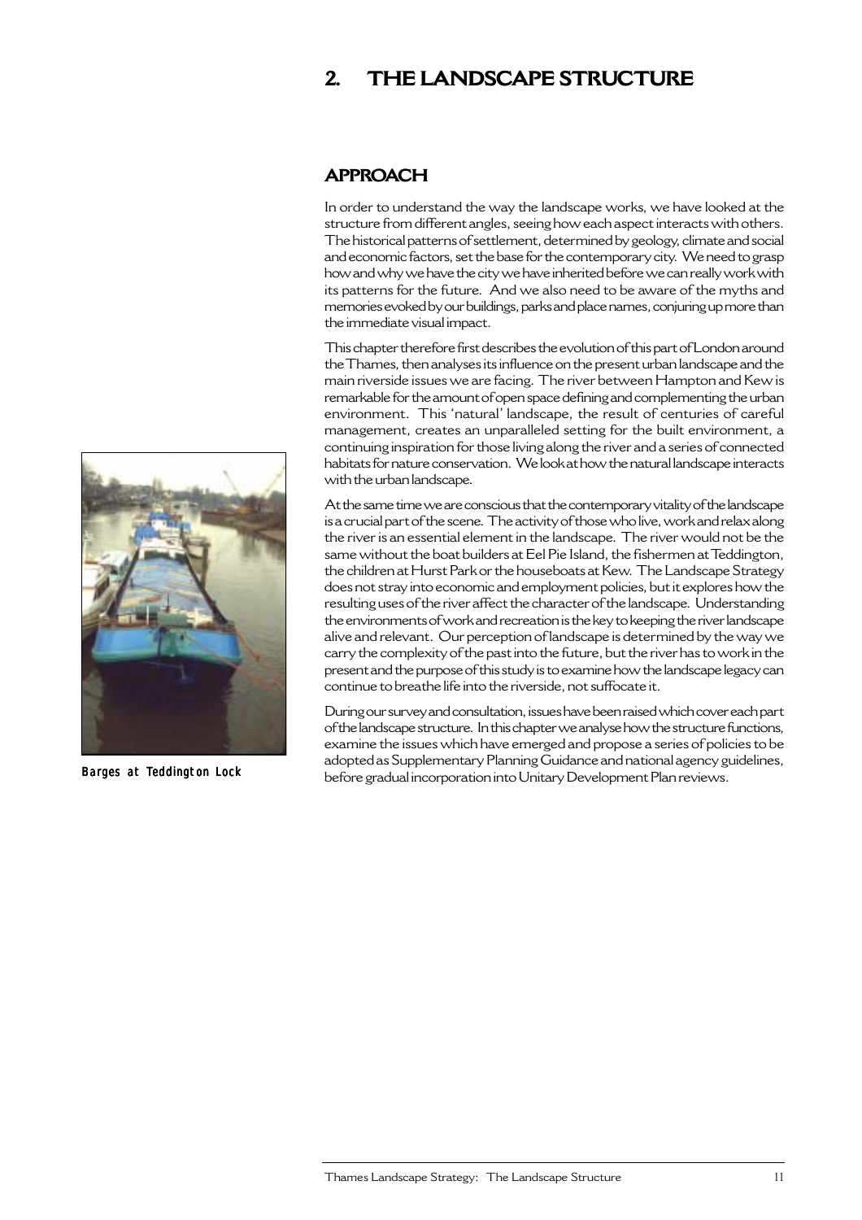# 2. THE LANDSCAPE STRUCTURE

## APPROACH

In order to understand the way the landscape works, we have looked at the structure from different angles, seeing how each aspect interacts with others. The historical patterns of settlement, determined by geology, climate and social and economic factors, set the base for the contemporary city. We need to grasp how and why we have the city we have inherited before we can really work with its patterns for the future. And we also need to be aware of the myths and memories evoked by our buildings, parks and place names, conjuring up more than the immediate visual impact.

This chapter therefore first describes the evolution of this part of London around the Thames, then analyses its influence on the present urban landscape and the main riverside issues we are facing. The river between Hampton and Kew is remarkable for the amount of open space defining and complementing the urban environment. This 'natural' landscape, the result of centuries of careful management, creates an unparalleled setting for the built environment, a continuing inspiration for those living along the river and a series of connected habitats for nature conservation. We look at how the natural landscape interacts with the urban landscape.

At the same time we are conscious that the contemporary vitality of the landscape is a crucial part of the scene. The activity of those who live, work and relax along the river is an essential element in the landscape. The river would not be the same without the boat builders at Eel Pie Island, the fishermen at Teddington, the children at Hurst Park or the houseboats at Kew. The Landscape Strategy does not stray into economic and employment policies, but it explores how the resulting uses of the river affect the character of the landscape. Understanding the environments of work and recreation is the key to keeping the river landscape alive and relevant. Our perception of landscape is determined by the way we carry the complexity of the past into the future, but the river has to work in the present and the purpose of this study is to examine how the landscape legacy can continue to breathe life into the riverside, not suffocate it.

During our survey and consultation, issues have been raised which cover each part of the landscape structure. In this chapter we analyse how the structure functions, examine the issues which have emerged and propose a series of policies to be adopted as Supplementary Planning Guidance and national agency guidelines, before gradual incorporation into Unitary Development Plan reviews.

*Barges at Teddington Lock*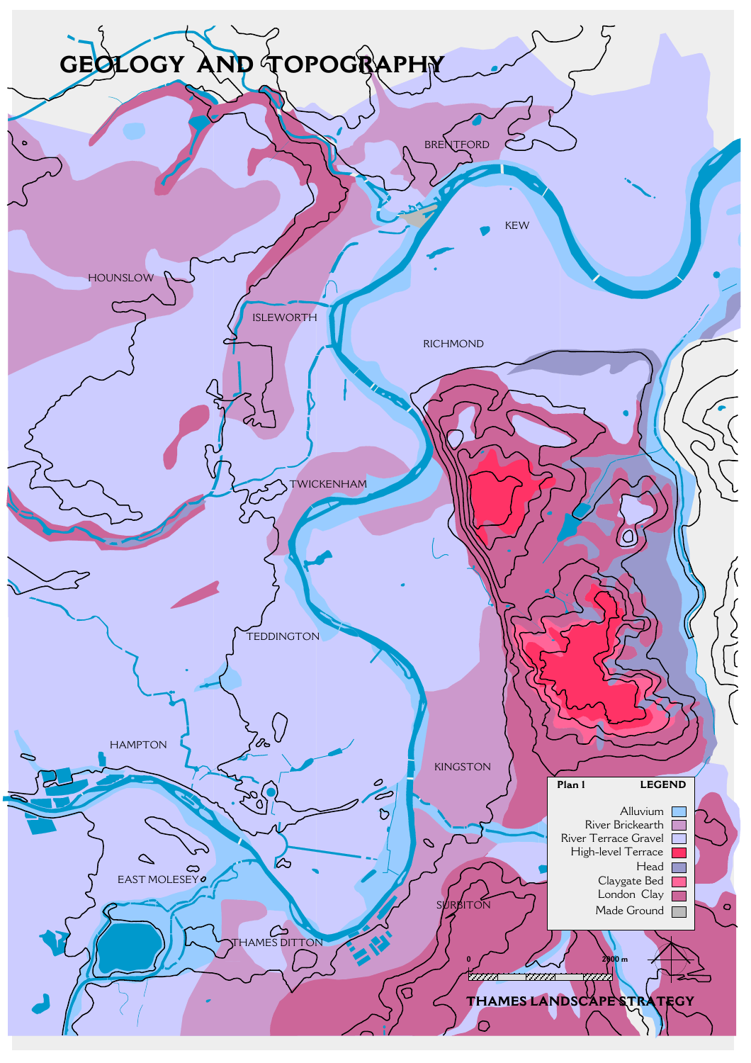# GEOLOGY AND TOPOGRAPHY

BRENTFORD

KEW

HOUNSLOW

ISLEWORTH

RICHMOND

TWICKENHAM

TEDDINGTON

HAMPTON

KINGSTON

EAST MOLESEY

SURBITON

THAMES DITTON

Plan I

LEGEND

Alluvium

River Brickearth

River Terrace Gravel

High-level Terrace

Head

Claygate Bed

London Clay

Made Ground

0

2000 m

THAMES LANDSCAPE STRATEGY